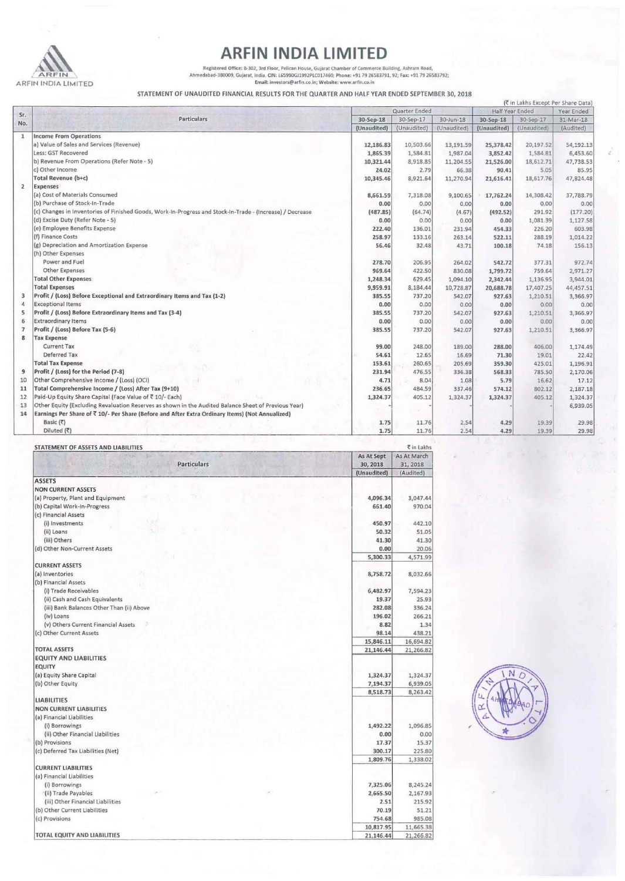# ARFIN INDIA LIMITED

Registered Office: B-302, 3rd Floor, Pelican House, Gujarat Chamber of Commerce Building, Ashram Road, Ahmedabad-380009, Gujarat, India. CIN: L65990GJ1992PLC017460; Phone: +91 79 26583791, 92; Fax: +91 79 26583792;
Email: investors@arfin.co.in; Website: www.arfin.co.in

## STATEMENT OF UNAUDITED FINANCIAL RESULTS FOR THE QUARTER AND HALF YEAR ENDED SEPTEMBER 30, 2018

(₹ in Lakhs Except Per Share Data)

| Sr. No. | Particulars | Quarter Ended | | | Half Year Ended | | Year Ended |
|---|---|---|---|---|---|---|---|
| | | 30-Sep-18 | 30-Sep-17 | 30-Jun-18 | 30-Sep-18 | 30-Sep-17 | 31-Mar-18 |
| | | (Unaudited) | (Unaudited) | (Unaudited) | (Unaudited) | (Unaudited) | (Audited) |
| 1 | **Income From Operations** | | | | | | |
| | a) Value of Sales and Services (Revenue) | 12,186.83 | 10,503.66 | 13,191.59 | 25,378.42 | 20,197.52 | 54,192.13 |
| | Less: GST Recovered | 1,865.39 | 1,584.81 | 1,987.04 | 3,852.42 | 1,584.81 | 6,453.60 |
| | b) Revenue From Operations (Refer Note - 5) | 10,321.44 | 8,918.85 | 11,204.55 | 21,526.00 | 18,612.71 | 47,738.53 |
| | c) Other Income | 24.02 | 2.79 | 66.38 | 90.41 | 5.05 | 85.95 |
| | **Total Revenue (b+c)** | 10,345.46 | 8,921.64 | 11,270.94 | 21,616.41 | 18,617.76 | 47,824.48 |
| 2 | **Expenses** | | | | | | |
| | (a) Cost of Materials Consumed | 8,661.59 | 7,318.08 | 9,100.65 | 17,762.24 | 14,308.42 | 37,788.79 |
| | (b) Purchase of Stock-In-Trade | 0.00 | 0.00 | 0.00 | 0.00 | 0.00 | 0.00 |
| | (c) Changes in Inventories of Finished Goods, Work-In-Progress and Stock-In-Trade - (Increase) / Decrease | (487.85) | (64.74) | (4.67) | (492.52) | 291.92 | (177.20) |
| | (d) Excise Duty (Refer Note - 5) | 0.00 | 0.00 | 0.00 | 0.00 | 1,081.39 | 1,127.58 |
| | (e) Employee Benefits Expense | 222.40 | 136.01 | 231.94 | 454.33 | 226.20 | 603.98 |
| | (f) Finance Costs | 258.97 | 133.16 | 263.14 | 522.11 | 288.19 | 1,014.22 |
| | (g) Depreciation and Amortization Expense | 56.46 | 32.48 | 43.71 | 100.18 | 74.18 | 156.13 |
| | (h) Other Expenses | | | | | | |
| | Power and Fuel | 278.70 | 206.95 | 264.02 | 542.72 | 377.31 | 972.74 |
| | Other Expenses | 969.64 | 422.50 | 830.08 | 1,799.72 | 759.64 | 2,971.27 |
| | **Total Other Expenses** | 1,248.34 | 629.45 | 1,094.10 | 2,342.44 | 1,136.95 | 3,944.01 |
| | **Total Expenses** | 9,959.91 | 8,184.44 | 10,728.87 | 20,688.78 | 17,407.25 | 44,457.51 |
| 3 | **Profit / (Loss) Before Exceptional and Extraordinary Items and Tax (1-2)** | 385.55 | 737.20 | 542.07 | 927.63 | 1,210.51 | 3,366.97 |
| 4 | Exceptional Items | 0.00 | 0.00 | 0.00 | 0.00 | 0.00 | 0.00 |
| 5 | **Profit / (Loss) Before Extraordinary Items and Tax (3-4)** | 385.55 | 737.20 | 542.07 | 927.63 | 1,210.51 | 3,366.97 |
| 6 | Extraordinary Items | 0.00 | 0.00 | 0.00 | 0.00 | 0.00 | 0.00 |
| 7 | **Profit / (Loss) Before Tax (5-6)** | 385.55 | 737.20 | 542.07 | 927.63 | 1,210.51 | 3,366.97 |
| 8 | **Tax Expense** | | | | | | |
| | Current Tax | 99.00 | 248.00 | 189.00 | 288.00 | 406.00 | 1,174.49 |
| | Deferred Tax | 54.61 | 12.65 | 16.69 | 71.30 | 19.01 | 22.42 |
| | **Total Tax Expense** | 153.61 | 260.65 | 205.69 | 359.30 | 425.01 | 1,196.91 |
| 9 | **Profit / (Loss) for the Period (7-8)** | 231.94 | 476.55 | 336.38 | 568.33 | 785.50 | 2,170.06 |
| 10 | Other Comprehensive Income / (Loss) (OCI) | 4.71 | 8.04 | 1.08 | 5.79 | 16.62 | 17.12 |
| 11 | **Total Comprehensive Income / (Loss) After Tax (9+10)** | 236.65 | 484.59 | 337.46 | 574.12 | 802.12 | 2,187.18 |
| 12 | Paid-Up Equity Share Capital (Face Value of ₹ 10/- Each) | 1,324.37 | 405.12 | 1,324.37 | 1,324.37 | 405.12 | 1,324.37 |
| 13 | Other Equity (Excluding Revaluation Reserves as shown in the Audited Balance Sheet of Previous Year) | - | - | | | - | 6,939.05 |
| 14 | **Earnings Per Share of ₹ 10/- Per Share (Before and After Extra Ordinary Items) (Not Annualized)** | | | | | | |
| | Basic (₹) | 1.75 | 11.76 | 2.54 | 4.29 | 19.39 | 29.98 |
| | Diluted (₹) | 1.75 | 11.76 | 2.54 | 4.29 | 19.39 | 29.98 |

## STATEMENT OF ASSETS AND LIABILITIES

₹ in Lakhs

| Particulars | As At Sept 30, 2018 | As At March 31, 2018 |
|---|---|---|
| | (Unaudited) | (Audited) |
| **ASSETS** | | |
| **NON CURRENT ASSETS** | | |
| (a) Property, Plant and Equipment | 4,096.34 | 3,047.44 |
| (b) Capital Work-In-Progress | 661.40 | 970.04 |
| (c) Financial Assets | | |
| (i) Investments | 450.97 | 442.10 |
| (ii) Loans | 50.32 | 51.05 |
| (iii) Others | 41.30 | 41.30 |
| (d) Other Non-Current Assets | 0.00 | 20.06 |
| | 5,300.33 | 4,571.99 |
| **CURRENT ASSETS** | | |
| (a) Inventories | 8,758.72 | 8,032.66 |
| (b) Financial Assets | | |
| (i) Trade Receivables | 6,482.97 | 7,594.23 |
| (ii) Cash and Cash Equivalents | 19.37 | 25.93 |
| (iii) Bank Balances Other Than (ii) Above | 282.08 | 336.24 |
| (iv) Loans | 196.02 | 266.21 |
| (v) Others Current Financial Assets | 8.82 | 1.34 |
| (c) Other Current Assets | 98.14 | 438.21 |
| | 15,846.11 | 16,694.82 |
| **TOTAL ASSETS** | 21,146.44 | 21,266.82 |
| **EQUITY AND LIABILITIES** | | |
| **EQUITY** | | |
| (a) Equity Share Capital | 1,324.37 | 1,324.37 |
| (b) Other Equity | 7,194.37 | 6,939.05 |
| | 8,518.73 | 8,263.42 |
| **LIABILITIES** | | |
| **NON CURRENT LIABILITIES** | | |
| (a) Financial Liabilities | | |
| (i) Borrowings | 1,492.22 | 1,096.85 |
| (ii) Other Financial Liabilities | 0.00 | 0.00 |
| (b) Provisions | 17.37 | 15.37 |
| (c) Deferred Tax Liabilities (Net) | 300.17 | 225.80 |
| | 1,809.76 | 1,338.02 |
| **CURRENT LIABILITIES** | | |
| (a) Financial Liabilities | | |
| (i) Borrowings | 7,325.06 | 8,245.24 |
| (ii) Trade Payables | 2,665.50 | 2,167.93 |
| (iii) Other Financial Liabilities | 2.51 | 215.92 |
| (b) Other Current Liabilities | 70.19 | 51.21 |
| (c) Provisions | 754.68 | 985.08 |
| | 10,817.95 | 11,665.38 |
| **TOTAL EQUITY AND LIABILITIES** | 21,146.44 | 21,266.82 |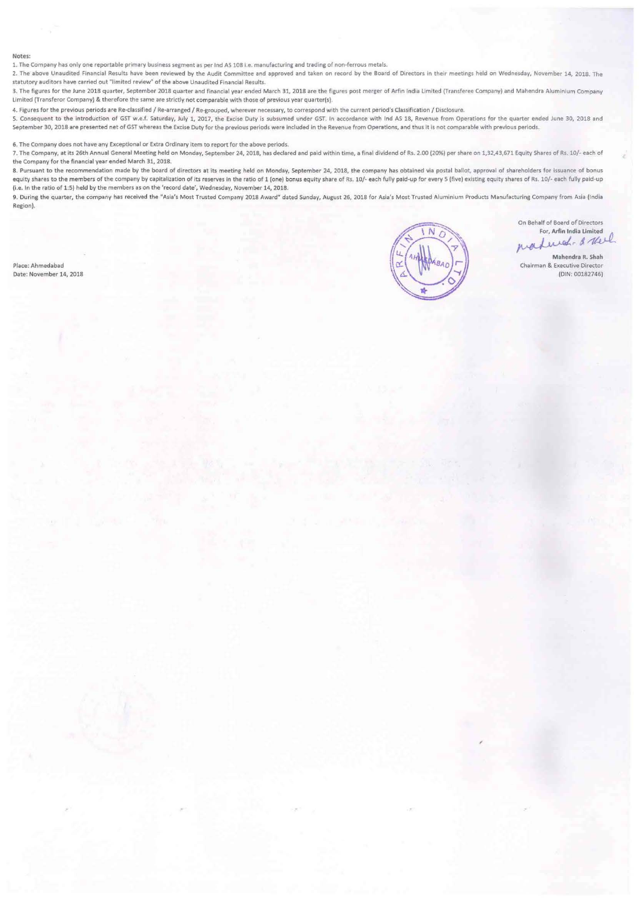**Notes:**

1. The Company has only one reportable primary business segment as per Ind AS 108 i.e. manufacturing and trading of non-ferrous metals.
2. The above Unaudited Financial Results have been reviewed by the Audit Committee and approved and taken on record by the Board of Directors in their meetings held on Wednesday, November 14, 2018. The statutory auditors have carried out "limited review" of the above Unaudited Financial Results.
3. The figures for the June 2018 quarter, September 2018 quarter and financial year ended March 31, 2018 are the figures post merger of Arfin India Limited (Transferee Company) and Mahendra Aluminium Company Limited (Transferor Company) & therefore the same are strictly not comparable with those of previous year quarter(s).
4. Figures for the previous periods are Re-classified / Re-arranged / Re-grouped, wherever necessary, to correspond with the current period's Classification / Disclosure.
5. Consequent to the introduction of GST w.e.f. Saturday, July 1, 2017, the Excise Duty is subsumed under GST. In accordance with Ind AS 18, Revenue from Operations for the quarter ended June 30, 2018 and September 30, 2018 are presented net of GST whereas the Excise Duty for the previous periods were included in the Revenue from Operations, and thus it is not comparable with previous periods.
6. The Company does not have any Exceptional or Extra Ordinary item to report for the above periods.
7. The Company, at its 26th Annual General Meeting held on Monday, September 24, 2018, has declared and paid within time, a final dividend of Rs. 2.00 (20%) per share on 1,32,43,671 Equity Shares of Rs. 10/- each of the Company for the financial year ended March 31, 2018.
8. Pursuant to the recommendation made by the board of directors at its meeting held on Monday, September 24, 2018, the company has obtained via postal ballot, approval of shareholders for issuance of bonus equity shares to the members of the company by capitalization of its reserves in the ratio of 1 (one) bonus equity share of Rs. 10/- each fully paid-up for every 5 (five) existing equity shares of Rs. 10/- each fully paid-up (i.e. in the ratio of 1:5) held by the members as on the 'record date', Wednesday, November 14, 2018.
9. During the quarter, the company has received the "Asia's Most Trusted Company 2018 Award" dated Sunday, August 26, 2018 for Asia's Most Trusted Aluminium Products Manufacturing Company from Asia (India Region).

Place: Ahmedabad
Date: November 14, 2018

On Behalf of Board of Directors
For, **Arfin India Limited**

**Mahendra R. Shah**
Chairman & Executive Director
(DIN: 00182746)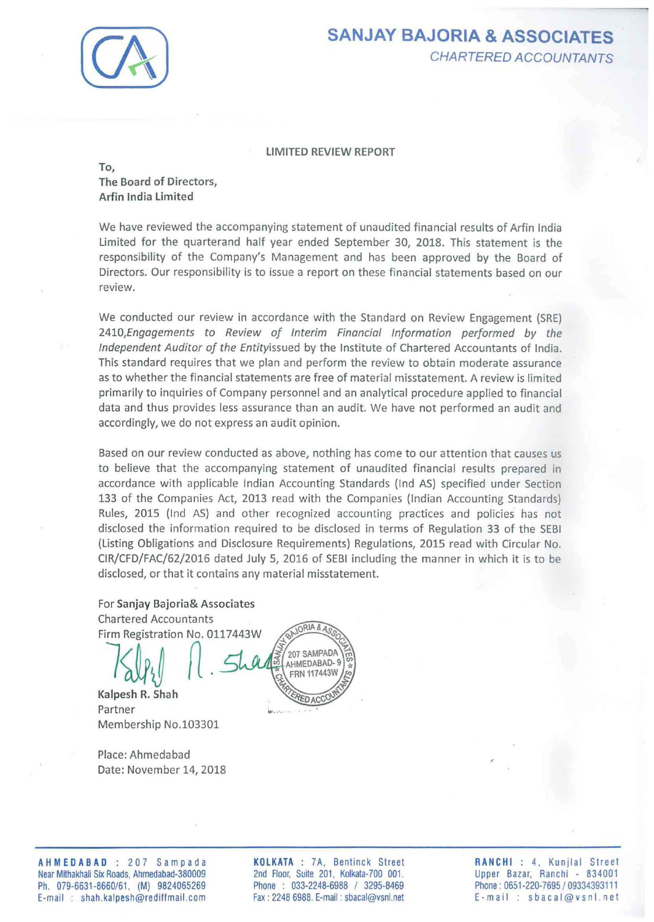# SANJAY BAJORIA & ASSOCIATES

*CHARTERED ACCOUNTANTS*

## LIMITED REVIEW REPORT

To,
The Board of Directors,
Arfin India Limited

We have reviewed the accompanying statement of unaudited financial results of Arfin India Limited for the quarterand half year ended September 30, 2018. This statement is the responsibility of the Company's Management and has been approved by the Board of Directors. Our responsibility is to issue a report on these financial statements based on our review.

We conducted our review in accordance with the Standard on Review Engagement (SRE) 2410,*Engagements to Review of Interim Financial Information performed by the Independent Auditor of the Entity*issued by the Institute of Chartered Accountants of India. This standard requires that we plan and perform the review to obtain moderate assurance as to whether the financial statements are free of material misstatement. A review is limited primarily to inquiries of Company personnel and an analytical procedure applied to financial data and thus provides less assurance than an audit. We have not performed an audit and accordingly, we do not express an audit opinion.

Based on our review conducted as above, nothing has come to our attention that causes us to believe that the accompanying statement of unaudited financial results prepared in accordance with applicable Indian Accounting Standards (Ind AS) specified under Section 133 of the Companies Act, 2013 read with the Companies (Indian Accounting Standards) Rules, 2015 (Ind AS) and other recognized accounting practices and policies has not disclosed the information required to be disclosed in terms of Regulation 33 of the SEBI (Listing Obligations and Disclosure Requirements) Regulations, 2015 read with Circular No. CIR/CFD/FAC/62/2016 dated July 5, 2016 of SEBI including the manner in which it is to be disclosed, or that it contains any material misstatement.

For **Sanjay Bajoria& Associates**
Chartered Accountants
Firm Registration No. 0117443W

SANJAY BAJORIA & ASSOCIATES
207 SAMPADA
AHMEDABAD-9
FRN 117443W
CHARTERED ACCOUNTANTS

**Kalpesh R. Shah**
Partner
Membership No.103301

Place: Ahmedabad
Date: November 14, 2018

**AHMEDABAD** : 207 Sampada
Near Mithakhali Six Roads, Ahmedabad-380009
Ph. 079-6631-8660/61, (M) 9824065269
E-mail : shah.kalpesh@rediffmail.com

**KOLKATA** : 7A, Bentinck Street
2nd Floor, Suite 201, Kolkata-700 001.
Phone : 033-2248-6988 / 3295-8469
Fax : 2248 6988. E-mail : sbacal@vsnl.net

**RANCHI** : 4, Kunjlal Street
Upper Bazar, Ranchi - 834001
Phone : 0651-220-7695 / 09334393111
E-mail : sbacal@vsnl.net